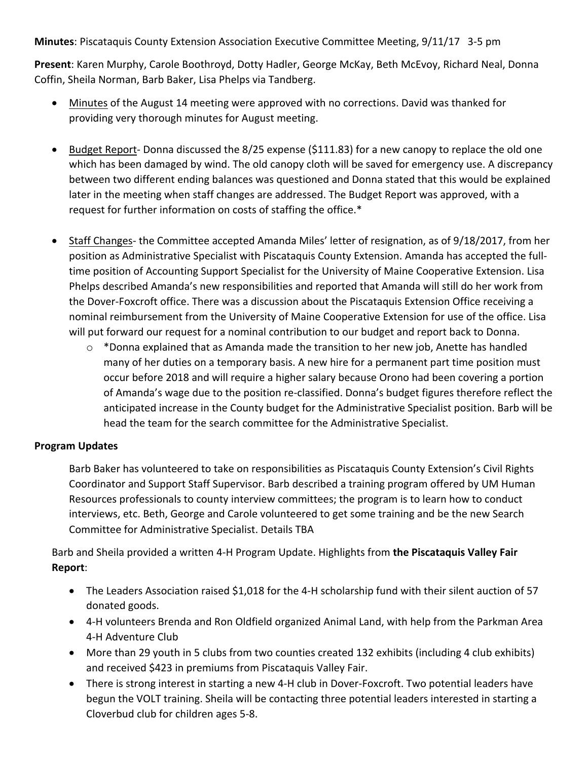**Minutes**: Piscataquis County Extension Association Executive Committee Meeting, 9/11/17 3-5 pm

**Present**: Karen Murphy, Carole Boothroyd, Dotty Hadler, George McKay, Beth McEvoy, Richard Neal, Donna Coffin, Sheila Norman, Barb Baker, Lisa Phelps via Tandberg.

- Minutes of the August 14 meeting were approved with no corrections. David was thanked for providing very thorough minutes for August meeting.

- Budget Report- Donna discussed the 8/25 expense ($111.83) for a new canopy to replace the old one which has been damaged by wind. The old canopy cloth will be saved for emergency use. A discrepancy between two different ending balances was questioned and Donna stated that this would be explained later in the meeting when staff changes are addressed. The Budget Report was approved, with a request for further information on costs of staffing the office.*

- Staff Changes- the Committee accepted Amanda Miles' letter of resignation, as of 9/18/2017, from her position as Administrative Specialist with Piscataquis County Extension. Amanda has accepted the full-time position of Accounting Support Specialist for the University of Maine Cooperative Extension. Lisa Phelps described Amanda's new responsibilities and reported that Amanda will still do her work from the Dover-Foxcroft office. There was a discussion about the Piscataquis Extension Office receiving a nominal reimbursement from the University of Maine Cooperative Extension for use of the office. Lisa will put forward our request for a nominal contribution to our budget and report back to Donna.
    - *Donna explained that as Amanda made the transition to her new job, Anette has handled many of her duties on a temporary basis. A new hire for a permanent part time position must occur before 2018 and will require a higher salary because Orono had been covering a portion of Amanda's wage due to the position re-classified. Donna's budget figures therefore reflect the anticipated increase in the County budget for the Administrative Specialist position. Barb will be head the team for the search committee for the Administrative Specialist.

**Program Updates**

Barb Baker has volunteered to take on responsibilities as Piscataquis County Extension's Civil Rights Coordinator and Support Staff Supervisor. Barb described a training program offered by UM Human Resources professionals to county interview committees; the program is to learn how to conduct interviews, etc. Beth, George and Carole volunteered to get some training and be the new Search Committee for Administrative Specialist. Details TBA

Barb and Sheila provided a written 4-H Program Update. Highlights from **the Piscataquis Valley Fair Report**:

- The Leaders Association raised $1,018 for the 4-H scholarship fund with their silent auction of 57 donated goods.
- 4-H volunteers Brenda and Ron Oldfield organized Animal Land, with help from the Parkman Area 4-H Adventure Club
- More than 29 youth in 5 clubs from two counties created 132 exhibits (including 4 club exhibits) and received $423 in premiums from Piscataquis Valley Fair.
- There is strong interest in starting a new 4-H club in Dover-Foxcroft. Two potential leaders have begun the VOLT training. Sheila will be contacting three potential leaders interested in starting a Cloverbud club for children ages 5-8.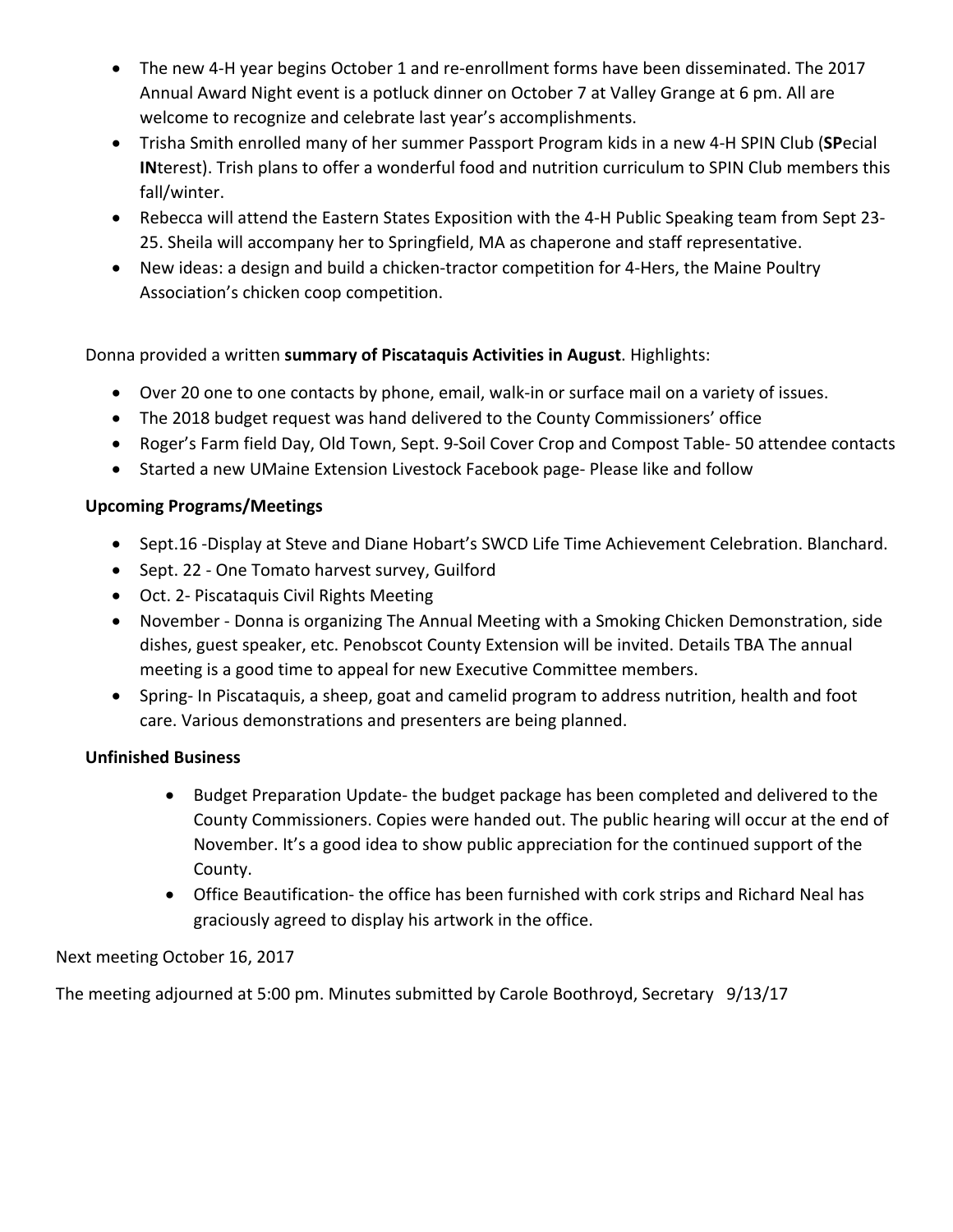- The new 4-H year begins October 1 and re-enrollment forms have been disseminated. The 2017 Annual Award Night event is a potluck dinner on October 7 at Valley Grange at 6 pm. All are welcome to recognize and celebrate last year's accomplishments.
- Trisha Smith enrolled many of her summer Passport Program kids in a new 4-H SPIN Club (**SP**ecial **IN**terest). Trish plans to offer a wonderful food and nutrition curriculum to SPIN Club members this fall/winter.
- Rebecca will attend the Eastern States Exposition with the 4-H Public Speaking team from Sept 23-25. Sheila will accompany her to Springfield, MA as chaperone and staff representative.
- New ideas: a design and build a chicken-tractor competition for 4-Hers, the Maine Poultry Association's chicken coop competition.

Donna provided a written **summary of Piscataquis Activities in August**. Highlights:

- Over 20 one to one contacts by phone, email, walk-in or surface mail on a variety of issues.
- The 2018 budget request was hand delivered to the County Commissioners' office
- Roger's Farm field Day, Old Town, Sept. 9-Soil Cover Crop and Compost Table- 50 attendee contacts
- Started a new UMaine Extension Livestock Facebook page- Please like and follow

**Upcoming Programs/Meetings**

- Sept.16 -Display at Steve and Diane Hobart's SWCD Life Time Achievement Celebration. Blanchard.
- Sept. 22 - One Tomato harvest survey, Guilford
- Oct. 2- Piscataquis Civil Rights Meeting
- November - Donna is organizing The Annual Meeting with a Smoking Chicken Demonstration, side dishes, guest speaker, etc. Penobscot County Extension will be invited. Details TBA The annual meeting is a good time to appeal for new Executive Committee members.
- Spring- In Piscataquis, a sheep, goat and camelid program to address nutrition, health and foot care. Various demonstrations and presenters are being planned.

**Unfinished Business**

- Budget Preparation Update- the budget package has been completed and delivered to the County Commissioners. Copies were handed out. The public hearing will occur at the end of November. It's a good idea to show public appreciation for the continued support of the County.
- Office Beautification- the office has been furnished with cork strips and Richard Neal has graciously agreed to display his artwork in the office.

Next meeting October 16, 2017

The meeting adjourned at 5:00 pm. Minutes submitted by Carole Boothroyd, Secretary 9/13/17